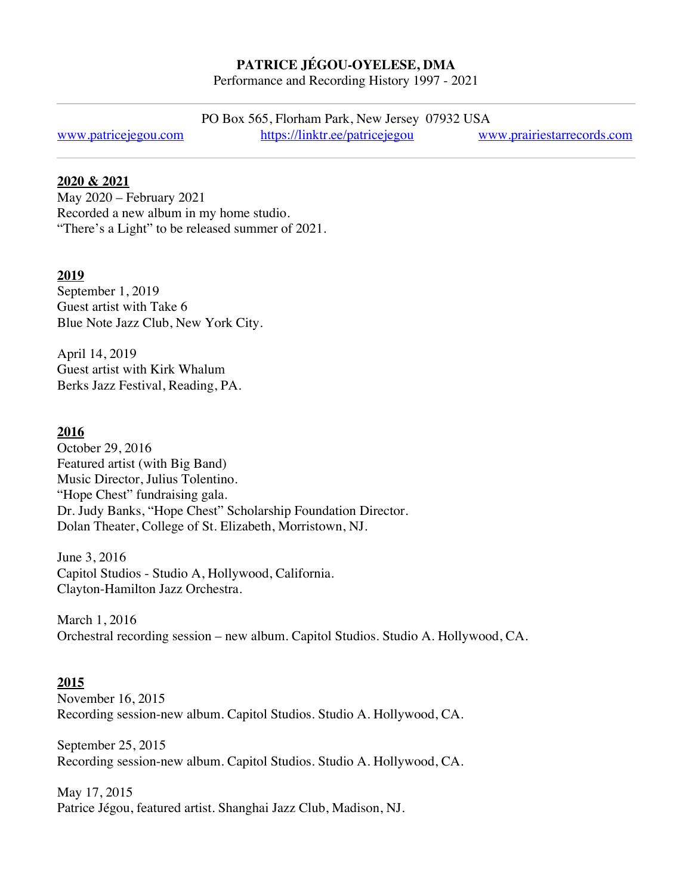# PATRICE JÉGOU-OYELESE, DMA

Performance and Recording History 1997 - 2021

---

PO Box 565, Florham Park, New Jersey 07932 USA

www.patricejegou.com https://linktr.ee/patricejegou www.prairiestarrecords.com

---

**2020 & 2021**

May 2020 – February 2021
Recorded a new album in my home studio.
"There's a Light" to be released summer of 2021.

**2019**

September 1, 2019
Guest artist with Take 6
Blue Note Jazz Club, New York City.

April 14, 2019
Guest artist with Kirk Whalum
Berks Jazz Festival, Reading, PA.

**2016**

October 29, 2016
Featured artist (with Big Band)
Music Director, Julius Tolentino.
"Hope Chest" fundraising gala.
Dr. Judy Banks, "Hope Chest" Scholarship Foundation Director.
Dolan Theater, College of St. Elizabeth, Morristown, NJ.

June 3, 2016
Capitol Studios - Studio A, Hollywood, California.
Clayton-Hamilton Jazz Orchestra.

March 1, 2016
Orchestral recording session – new album. Capitol Studios. Studio A. Hollywood, CA.

**2015**

November 16, 2015
Recording session-new album. Capitol Studios. Studio A. Hollywood, CA.

September 25, 2015
Recording session-new album. Capitol Studios. Studio A. Hollywood, CA.

May 17, 2015
Patrice Jégou, featured artist. Shanghai Jazz Club, Madison, NJ.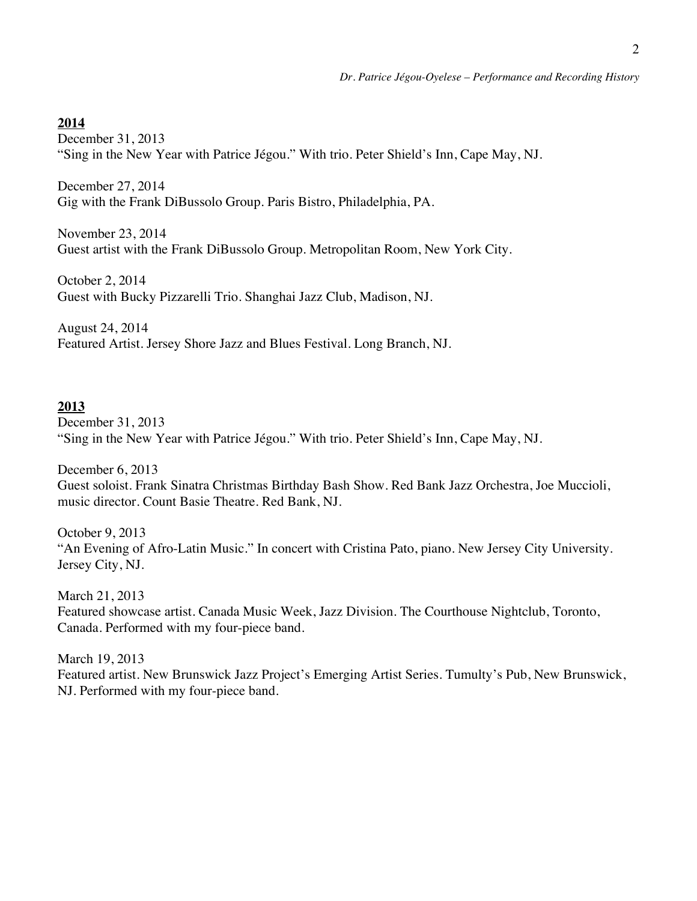**2014**

December 31, 2013
"Sing in the New Year with Patrice Jégou." With trio. Peter Shield's Inn, Cape May, NJ.

December 27, 2014
Gig with the Frank DiBussolo Group. Paris Bistro, Philadelphia, PA.

November 23, 2014
Guest artist with the Frank DiBussolo Group. Metropolitan Room, New York City.

October 2, 2014
Guest with Bucky Pizzarelli Trio. Shanghai Jazz Club, Madison, NJ.

August 24, 2014
Featured Artist. Jersey Shore Jazz and Blues Festival. Long Branch, NJ.

**2013**

December 31, 2013
"Sing in the New Year with Patrice Jégou." With trio. Peter Shield's Inn, Cape May, NJ.

December 6, 2013
Guest soloist. Frank Sinatra Christmas Birthday Bash Show. Red Bank Jazz Orchestra, Joe Muccioli, music director. Count Basie Theatre. Red Bank, NJ.

October 9, 2013
"An Evening of Afro-Latin Music." In concert with Cristina Pato, piano. New Jersey City University. Jersey City, NJ.

March 21, 2013
Featured showcase artist. Canada Music Week, Jazz Division. The Courthouse Nightclub, Toronto, Canada. Performed with my four-piece band.

March 19, 2013
Featured artist. New Brunswick Jazz Project's Emerging Artist Series. Tumulty's Pub, New Brunswick, NJ. Performed with my four-piece band.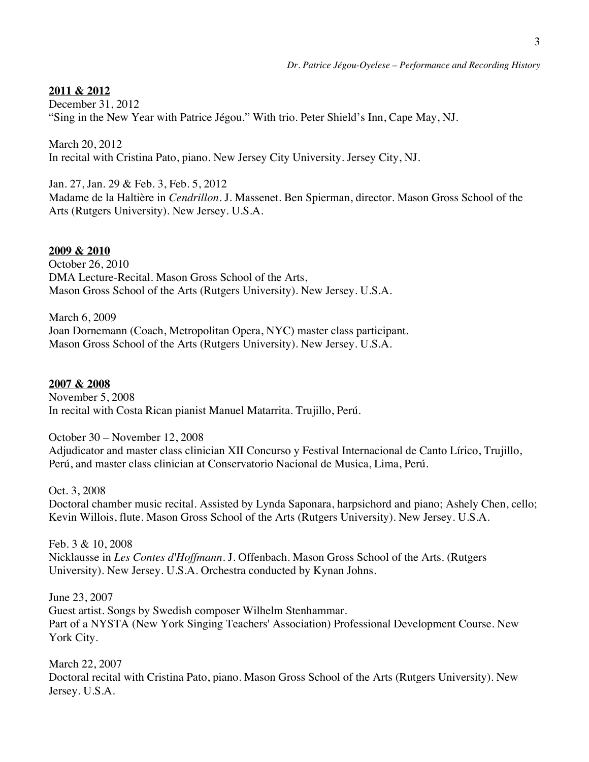**2011 & 2012**

December 31, 2012
"Sing in the New Year with Patrice Jégou." With trio. Peter Shield's Inn, Cape May, NJ.

March 20, 2012
In recital with Cristina Pato, piano. New Jersey City University. Jersey City, NJ.

Jan. 27, Jan. 29 & Feb. 3, Feb. 5, 2012
Madame de la Haltière in *Cendrillon*. J. Massenet. Ben Spierman, director. Mason Gross School of the Arts (Rutgers University). New Jersey. U.S.A.

**2009 & 2010**

October 26, 2010
DMA Lecture-Recital. Mason Gross School of the Arts,
Mason Gross School of the Arts (Rutgers University). New Jersey. U.S.A.

March 6, 2009
Joan Dornemann (Coach, Metropolitan Opera, NYC) master class participant.
Mason Gross School of the Arts (Rutgers University). New Jersey. U.S.A.

**2007 & 2008**

November 5, 2008
In recital with Costa Rican pianist Manuel Matarrita. Trujillo, Perú.

October 30 – November 12, 2008
Adjudicator and master class clinician XII Concurso y Festival Internacional de Canto Lírico, Trujillo, Perú, and master class clinician at Conservatorio Nacional de Musica, Lima, Perú.

Oct. 3, 2008
Doctoral chamber music recital. Assisted by Lynda Saponara, harpsichord and piano; Ashely Chen, cello; Kevin Willois, flute. Mason Gross School of the Arts (Rutgers University). New Jersey. U.S.A.

Feb. 3 & 10, 2008
Nicklausse in *Les Contes d'Hoffmann*. J. Offenbach. Mason Gross School of the Arts. (Rutgers University). New Jersey. U.S.A. Orchestra conducted by Kynan Johns.

June 23, 2007
Guest artist. Songs by Swedish composer Wilhelm Stenhammar.
Part of a NYSTA (New York Singing Teachers' Association) Professional Development Course. New York City.

March 22, 2007
Doctoral recital with Cristina Pato, piano. Mason Gross School of the Arts (Rutgers University). New Jersey. U.S.A.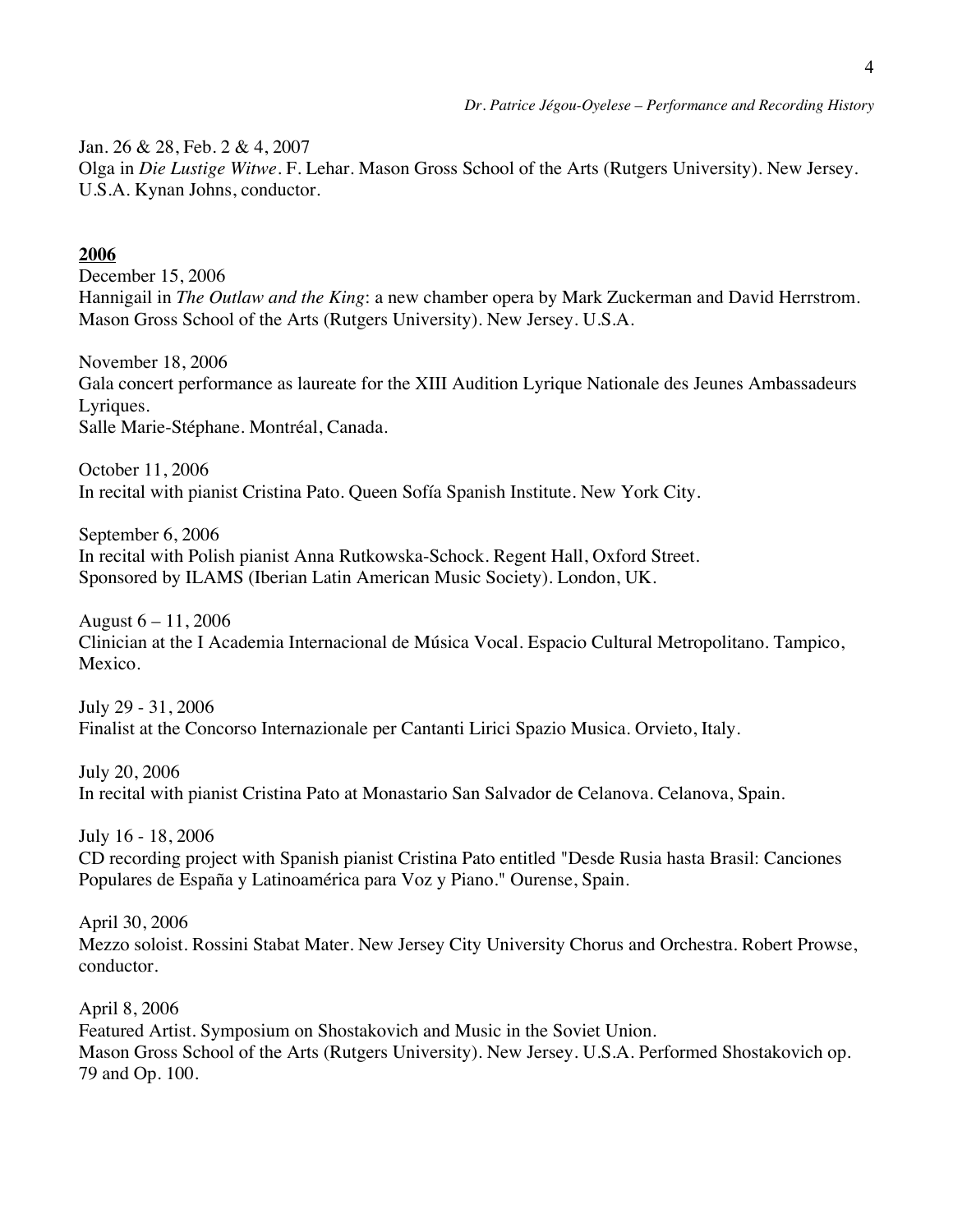Jan. 26 & 28, Feb. 2 & 4, 2007
Olga in *Die Lustige Witwe*. F. Lehar. Mason Gross School of the Arts (Rutgers University). New Jersey. U.S.A. Kynan Johns, conductor.

## **2006**

December 15, 2006
Hannigail in *The Outlaw and the King*: a new chamber opera by Mark Zuckerman and David Herrstrom. Mason Gross School of the Arts (Rutgers University). New Jersey. U.S.A.

November 18, 2006
Gala concert performance as laureate for the XIII Audition Lyrique Nationale des Jeunes Ambassadeurs Lyriques.
Salle Marie-Stéphane. Montréal, Canada.

October 11, 2006
In recital with pianist Cristina Pato. Queen Sofía Spanish Institute. New York City.

September 6, 2006
In recital with Polish pianist Anna Rutkowska-Schock. Regent Hall, Oxford Street.
Sponsored by ILAMS (Iberian Latin American Music Society). London, UK.

August 6 – 11, 2006
Clinician at the I Academia Internacional de Música Vocal. Espacio Cultural Metropolitano. Tampico, Mexico.

July 29 - 31, 2006
Finalist at the Concorso Internazionale per Cantanti Lirici Spazio Musica. Orvieto, Italy.

July 20, 2006
In recital with pianist Cristina Pato at Monastario San Salvador de Celanova. Celanova, Spain.

July 16 - 18, 2006
CD recording project with Spanish pianist Cristina Pato entitled "Desde Rusia hasta Brasil: Canciones Populares de España y Latinoamérica para Voz y Piano." Ourense, Spain.

April 30, 2006
Mezzo soloist. Rossini Stabat Mater. New Jersey City University Chorus and Orchestra. Robert Prowse, conductor.

April 8, 2006
Featured Artist. Symposium on Shostakovich and Music in the Soviet Union.
Mason Gross School of the Arts (Rutgers University). New Jersey. U.S.A. Performed Shostakovich op. 79 and Op. 100.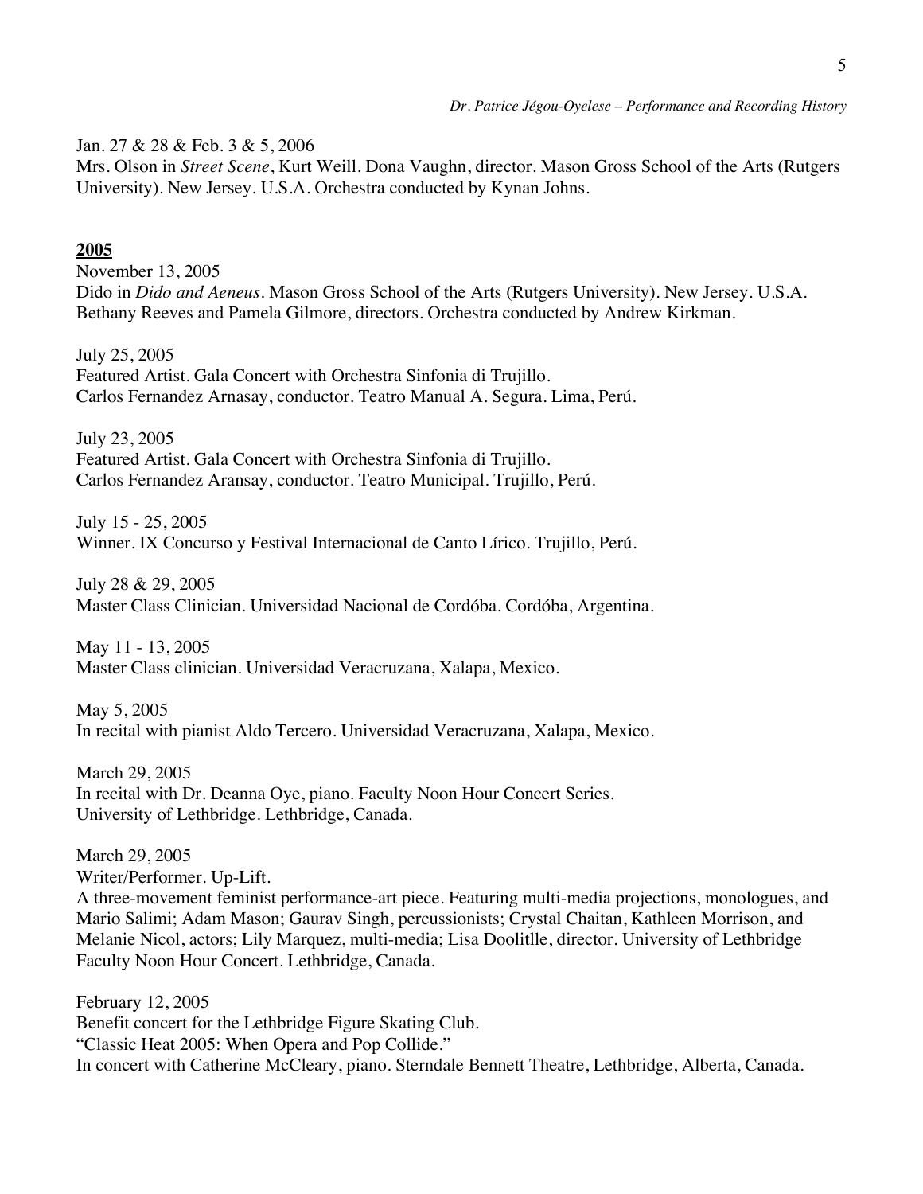Jan. 27 & 28 & Feb. 3 & 5, 2006
Mrs. Olson in *Street Scene*, Kurt Weill. Dona Vaughn, director. Mason Gross School of the Arts (Rutgers University). New Jersey. U.S.A. Orchestra conducted by Kynan Johns.

## 2005

November 13, 2005
Dido in *Dido and Aeneus*. Mason Gross School of the Arts (Rutgers University). New Jersey. U.S.A. Bethany Reeves and Pamela Gilmore, directors. Orchestra conducted by Andrew Kirkman.

July 25, 2005
Featured Artist. Gala Concert with Orchestra Sinfonia di Trujillo.
Carlos Fernandez Arnasay, conductor. Teatro Manual A. Segura. Lima, Perú.

July 23, 2005
Featured Artist. Gala Concert with Orchestra Sinfonia di Trujillo.
Carlos Fernandez Aransay, conductor. Teatro Municipal. Trujillo, Perú.

July 15 - 25, 2005
Winner. IX Concurso y Festival Internacional de Canto Lírico. Trujillo, Perú.

July 28 & 29, 2005
Master Class Clinician. Universidad Nacional de Cordóba. Cordóba, Argentina.

May 11 - 13, 2005
Master Class clinician. Universidad Veracruzana, Xalapa, Mexico.

May 5, 2005
In recital with pianist Aldo Tercero. Universidad Veracruzana, Xalapa, Mexico.

March 29, 2005
In recital with Dr. Deanna Oye, piano. Faculty Noon Hour Concert Series.
University of Lethbridge. Lethbridge, Canada.

March 29, 2005
Writer/Performer. Up-Lift.
A three-movement feminist performance-art piece. Featuring multi-media projections, monologues, and Mario Salimi; Adam Mason; Gaurav Singh, percussionists; Crystal Chaitan, Kathleen Morrison, and Melanie Nicol, actors; Lily Marquez, multi-media; Lisa Doolitlle, director. University of Lethbridge Faculty Noon Hour Concert. Lethbridge, Canada.

February 12, 2005
Benefit concert for the Lethbridge Figure Skating Club.
"Classic Heat 2005: When Opera and Pop Collide."
In concert with Catherine McCleary, piano. Sterndale Bennett Theatre, Lethbridge, Alberta, Canada.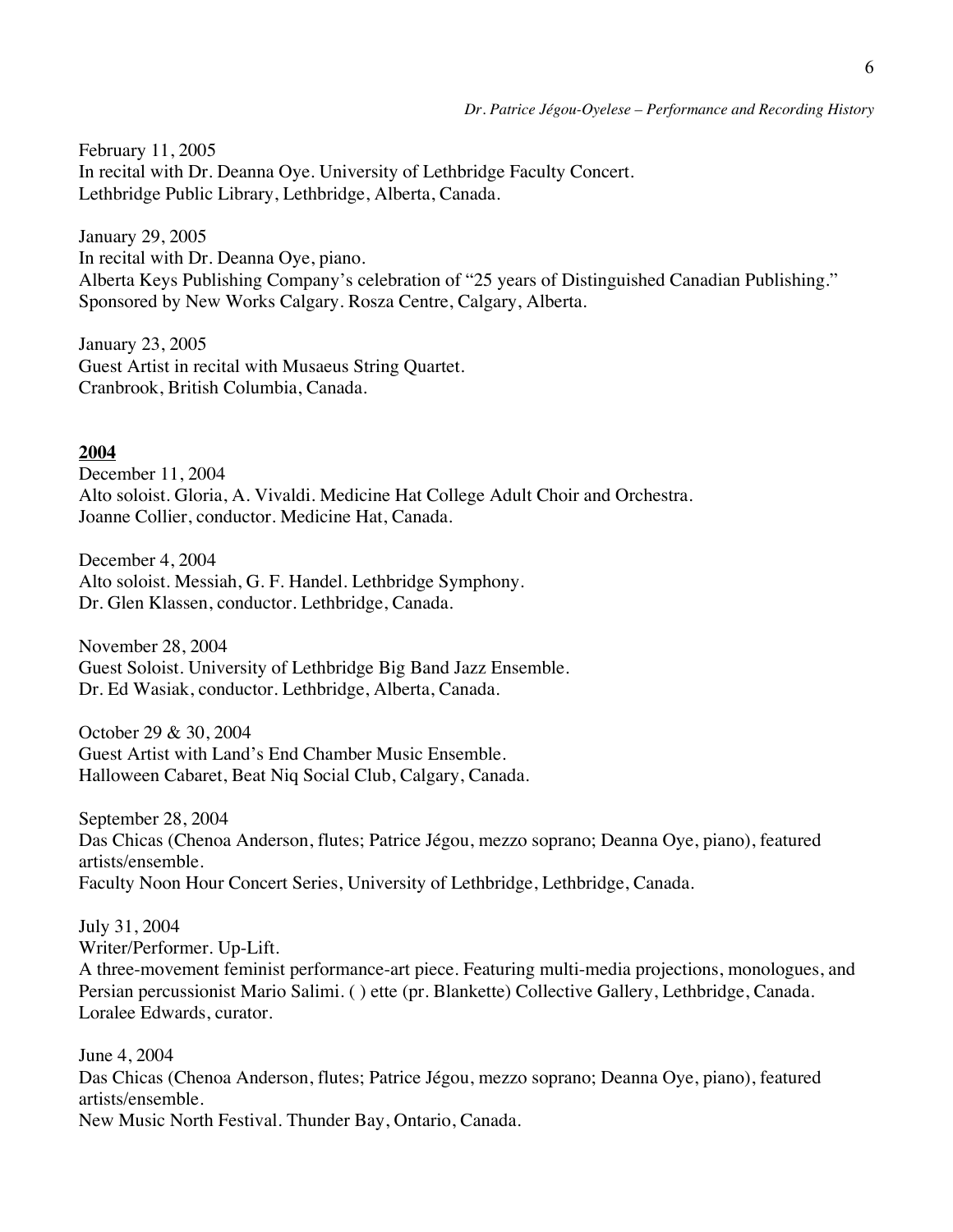February 11, 2005
In recital with Dr. Deanna Oye. University of Lethbridge Faculty Concert.
Lethbridge Public Library, Lethbridge, Alberta, Canada.

January 29, 2005
In recital with Dr. Deanna Oye, piano.
Alberta Keys Publishing Company's celebration of "25 years of Distinguished Canadian Publishing."
Sponsored by New Works Calgary. Rosza Centre, Calgary, Alberta.

January 23, 2005
Guest Artist in recital with Musaeus String Quartet.
Cranbrook, British Columbia, Canada.

**<u>2004</u>**

December 11, 2004
Alto soloist. Gloria, A. Vivaldi. Medicine Hat College Adult Choir and Orchestra.
Joanne Collier, conductor. Medicine Hat, Canada.

December 4, 2004
Alto soloist. Messiah, G. F. Handel. Lethbridge Symphony.
Dr. Glen Klassen, conductor. Lethbridge, Canada.

November 28, 2004
Guest Soloist. University of Lethbridge Big Band Jazz Ensemble.
Dr. Ed Wasiak, conductor. Lethbridge, Alberta, Canada.

October 29 & 30, 2004
Guest Artist with Land's End Chamber Music Ensemble.
Halloween Cabaret, Beat Niq Social Club, Calgary, Canada.

September 28, 2004
Das Chicas (Chenoa Anderson, flutes; Patrice Jégou, mezzo soprano; Deanna Oye, piano), featured artists/ensemble.
Faculty Noon Hour Concert Series, University of Lethbridge, Lethbridge, Canada.

July 31, 2004
Writer/Performer. Up-Lift.
A three-movement feminist performance-art piece. Featuring multi-media projections, monologues, and Persian percussionist Mario Salimi. ( ) ette (pr. Blankette) Collective Gallery, Lethbridge, Canada.
Loralee Edwards, curator.

June 4, 2004
Das Chicas (Chenoa Anderson, flutes; Patrice Jégou, mezzo soprano; Deanna Oye, piano), featured artists/ensemble.
New Music North Festival. Thunder Bay, Ontario, Canada.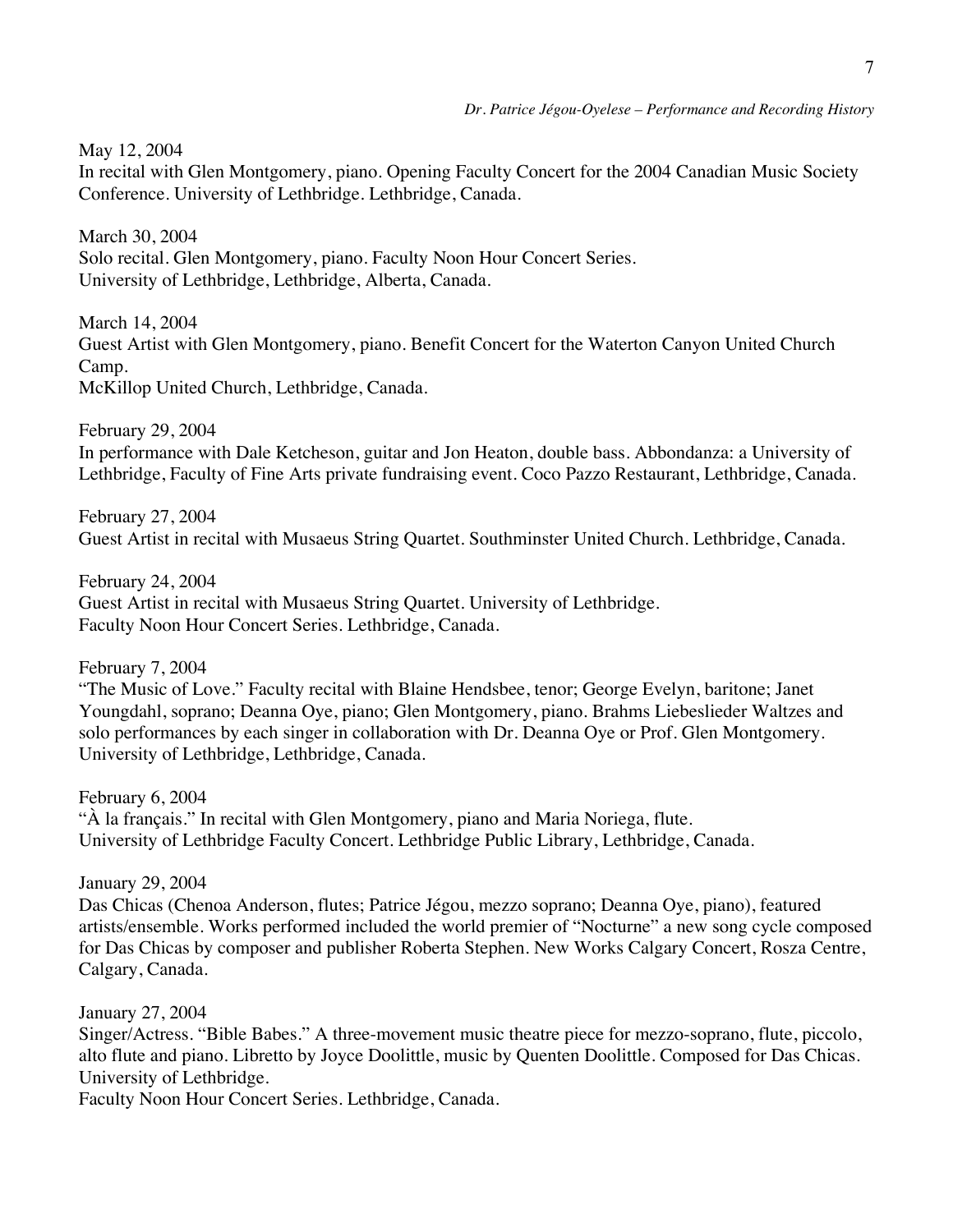May 12, 2004
In recital with Glen Montgomery, piano. Opening Faculty Concert for the 2004 Canadian Music Society Conference. University of Lethbridge. Lethbridge, Canada.

March 30, 2004
Solo recital. Glen Montgomery, piano. Faculty Noon Hour Concert Series.
University of Lethbridge, Lethbridge, Alberta, Canada.

March 14, 2004
Guest Artist with Glen Montgomery, piano. Benefit Concert for the Waterton Canyon United Church Camp.
McKillop United Church, Lethbridge, Canada.

February 29, 2004
In performance with Dale Ketcheson, guitar and Jon Heaton, double bass. Abbondanza: a University of Lethbridge, Faculty of Fine Arts private fundraising event. Coco Pazzo Restaurant, Lethbridge, Canada.

February 27, 2004
Guest Artist in recital with Musaeus String Quartet. Southminster United Church. Lethbridge, Canada.

February 24, 2004
Guest Artist in recital with Musaeus String Quartet. University of Lethbridge.
Faculty Noon Hour Concert Series. Lethbridge, Canada.

February 7, 2004
"The Music of Love." Faculty recital with Blaine Hendsbee, tenor; George Evelyn, baritone; Janet Youngdahl, soprano; Deanna Oye, piano; Glen Montgomery, piano. Brahms Liebeslieder Waltzes and solo performances by each singer in collaboration with Dr. Deanna Oye or Prof. Glen Montgomery. University of Lethbridge, Lethbridge, Canada.

February 6, 2004
"À la français." In recital with Glen Montgomery, piano and Maria Noriega, flute.
University of Lethbridge Faculty Concert. Lethbridge Public Library, Lethbridge, Canada.

January 29, 2004
Das Chicas (Chenoa Anderson, flutes; Patrice Jégou, mezzo soprano; Deanna Oye, piano), featured artists/ensemble. Works performed included the world premier of "Nocturne" a new song cycle composed for Das Chicas by composer and publisher Roberta Stephen. New Works Calgary Concert, Rosza Centre, Calgary, Canada.

January 27, 2004
Singer/Actress. "Bible Babes." A three-movement music theatre piece for mezzo-soprano, flute, piccolo, alto flute and piano. Libretto by Joyce Doolittle, music by Quenten Doolittle. Composed for Das Chicas. University of Lethbridge.
Faculty Noon Hour Concert Series. Lethbridge, Canada.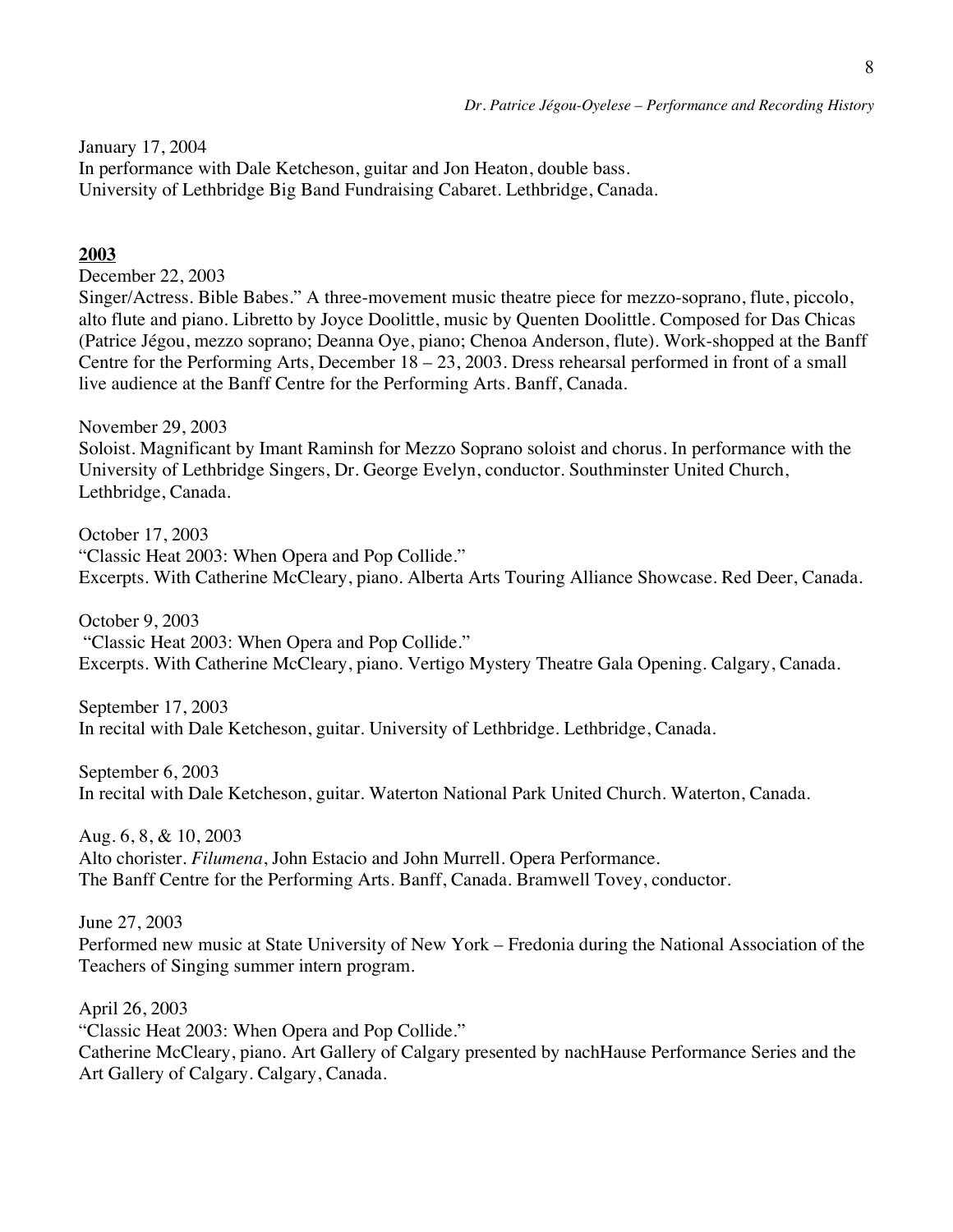January 17, 2004
In performance with Dale Ketcheson, guitar and Jon Heaton, double bass.
University of Lethbridge Big Band Fundraising Cabaret. Lethbridge, Canada.

## **2003**

December 22, 2003
Singer/Actress. Bible Babes." A three-movement music theatre piece for mezzo-soprano, flute, piccolo, alto flute and piano. Libretto by Joyce Doolittle, music by Quenten Doolittle. Composed for Das Chicas (Patrice Jégou, mezzo soprano; Deanna Oye, piano; Chenoa Anderson, flute). Work-shopped at the Banff Centre for the Performing Arts, December 18 – 23, 2003. Dress rehearsal performed in front of a small live audience at the Banff Centre for the Performing Arts. Banff, Canada.

November 29, 2003
Soloist. Magnificant by Imant Raminsh for Mezzo Soprano soloist and chorus. In performance with the University of Lethbridge Singers, Dr. George Evelyn, conductor. Southminster United Church, Lethbridge, Canada.

October 17, 2003
"Classic Heat 2003: When Opera and Pop Collide."
Excerpts. With Catherine McCleary, piano. Alberta Arts Touring Alliance Showcase. Red Deer, Canada.

October 9, 2003
"Classic Heat 2003: When Opera and Pop Collide."
Excerpts. With Catherine McCleary, piano. Vertigo Mystery Theatre Gala Opening. Calgary, Canada.

September 17, 2003
In recital with Dale Ketcheson, guitar. University of Lethbridge. Lethbridge, Canada.

September 6, 2003
In recital with Dale Ketcheson, guitar. Waterton National Park United Church. Waterton, Canada.

Aug. 6, 8, & 10, 2003
Alto chorister. *Filumena*, John Estacio and John Murrell. Opera Performance.
The Banff Centre for the Performing Arts. Banff, Canada. Bramwell Tovey, conductor.

June 27, 2003
Performed new music at State University of New York – Fredonia during the National Association of the Teachers of Singing summer intern program.

April 26, 2003
"Classic Heat 2003: When Opera and Pop Collide."
Catherine McCleary, piano. Art Gallery of Calgary presented by nachHause Performance Series and the Art Gallery of Calgary. Calgary, Canada.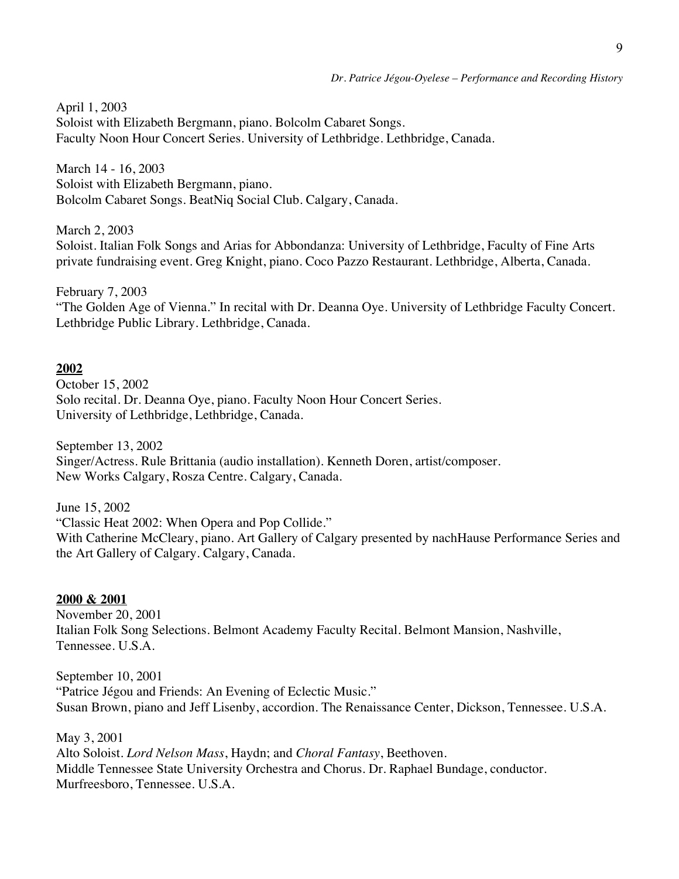April 1, 2003
Soloist with Elizabeth Bergmann, piano. Bolcolm Cabaret Songs.
Faculty Noon Hour Concert Series. University of Lethbridge. Lethbridge, Canada.

March 14 - 16, 2003
Soloist with Elizabeth Bergmann, piano.
Bolcolm Cabaret Songs. BeatNiq Social Club. Calgary, Canada.

March 2, 2003
Soloist. Italian Folk Songs and Arias for Abbondanza: University of Lethbridge, Faculty of Fine Arts private fundraising event. Greg Knight, piano. Coco Pazzo Restaurant. Lethbridge, Alberta, Canada.

February 7, 2003
"The Golden Age of Vienna." In recital with Dr. Deanna Oye. University of Lethbridge Faculty Concert. Lethbridge Public Library. Lethbridge, Canada.

## 2002

October 15, 2002
Solo recital. Dr. Deanna Oye, piano. Faculty Noon Hour Concert Series.
University of Lethbridge, Lethbridge, Canada.

September 13, 2002
Singer/Actress. Rule Brittania (audio installation). Kenneth Doren, artist/composer.
New Works Calgary, Rosza Centre. Calgary, Canada.

June 15, 2002
"Classic Heat 2002: When Opera and Pop Collide."
With Catherine McCleary, piano. Art Gallery of Calgary presented by nachHause Performance Series and the Art Gallery of Calgary. Calgary, Canada.

## 2000 & 2001

November 20, 2001
Italian Folk Song Selections. Belmont Academy Faculty Recital. Belmont Mansion, Nashville, Tennessee. U.S.A.

September 10, 2001
"Patrice Jégou and Friends: An Evening of Eclectic Music."
Susan Brown, piano and Jeff Lisenby, accordion. The Renaissance Center, Dickson, Tennessee. U.S.A.

May 3, 2001
Alto Soloist. *Lord Nelson Mass*, Haydn; and *Choral Fantasy*, Beethoven.
Middle Tennessee State University Orchestra and Chorus. Dr. Raphael Bundage, conductor.
Murfreesboro, Tennessee. U.S.A.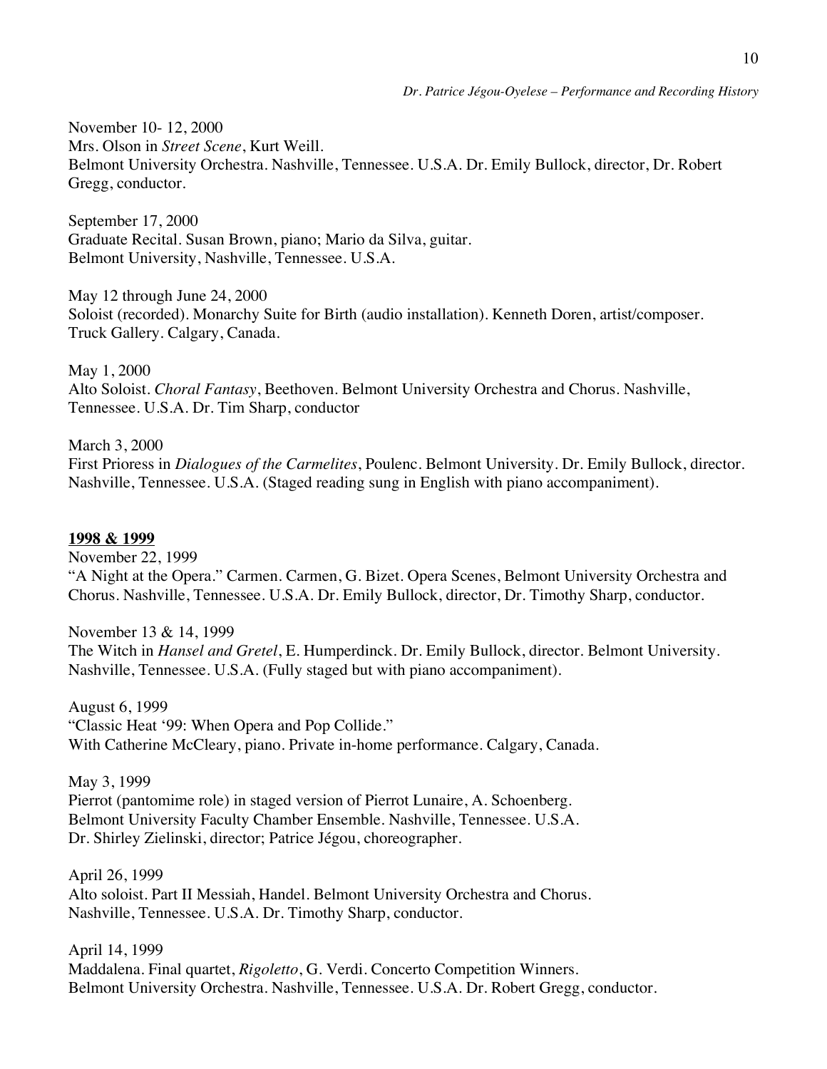November 10- 12, 2000
Mrs. Olson in *Street Scene*, Kurt Weill.
Belmont University Orchestra. Nashville, Tennessee. U.S.A. Dr. Emily Bullock, director, Dr. Robert Gregg, conductor.

September 17, 2000
Graduate Recital. Susan Brown, piano; Mario da Silva, guitar.
Belmont University, Nashville, Tennessee. U.S.A.

May 12 through June 24, 2000
Soloist (recorded). Monarchy Suite for Birth (audio installation). Kenneth Doren, artist/composer.
Truck Gallery. Calgary, Canada.

May 1, 2000
Alto Soloist. *Choral Fantasy*, Beethoven. Belmont University Orchestra and Chorus. Nashville, Tennessee. U.S.A. Dr. Tim Sharp, conductor

March 3, 2000
First Prioress in *Dialogues of the Carmelites*, Poulenc. Belmont University. Dr. Emily Bullock, director. Nashville, Tennessee. U.S.A. (Staged reading sung in English with piano accompaniment).

**1998 & 1999**

November 22, 1999
"A Night at the Opera." Carmen. Carmen, G. Bizet. Opera Scenes, Belmont University Orchestra and Chorus. Nashville, Tennessee. U.S.A. Dr. Emily Bullock, director, Dr. Timothy Sharp, conductor.

November 13 & 14, 1999
The Witch in *Hansel and Gretel*, E. Humperdinck. Dr. Emily Bullock, director. Belmont University. Nashville, Tennessee. U.S.A. (Fully staged but with piano accompaniment).

August 6, 1999
"Classic Heat '99: When Opera and Pop Collide."
With Catherine McCleary, piano. Private in-home performance. Calgary, Canada.

May 3, 1999
Pierrot (pantomime role) in staged version of Pierrot Lunaire, A. Schoenberg.
Belmont University Faculty Chamber Ensemble. Nashville, Tennessee. U.S.A.
Dr. Shirley Zielinski, director; Patrice Jégou, choreographer.

April 26, 1999
Alto soloist. Part II Messiah, Handel. Belmont University Orchestra and Chorus.
Nashville, Tennessee. U.S.A. Dr. Timothy Sharp, conductor.

April 14, 1999
Maddalena. Final quartet, *Rigoletto*, G. Verdi. Concerto Competition Winners.
Belmont University Orchestra. Nashville, Tennessee. U.S.A. Dr. Robert Gregg, conductor.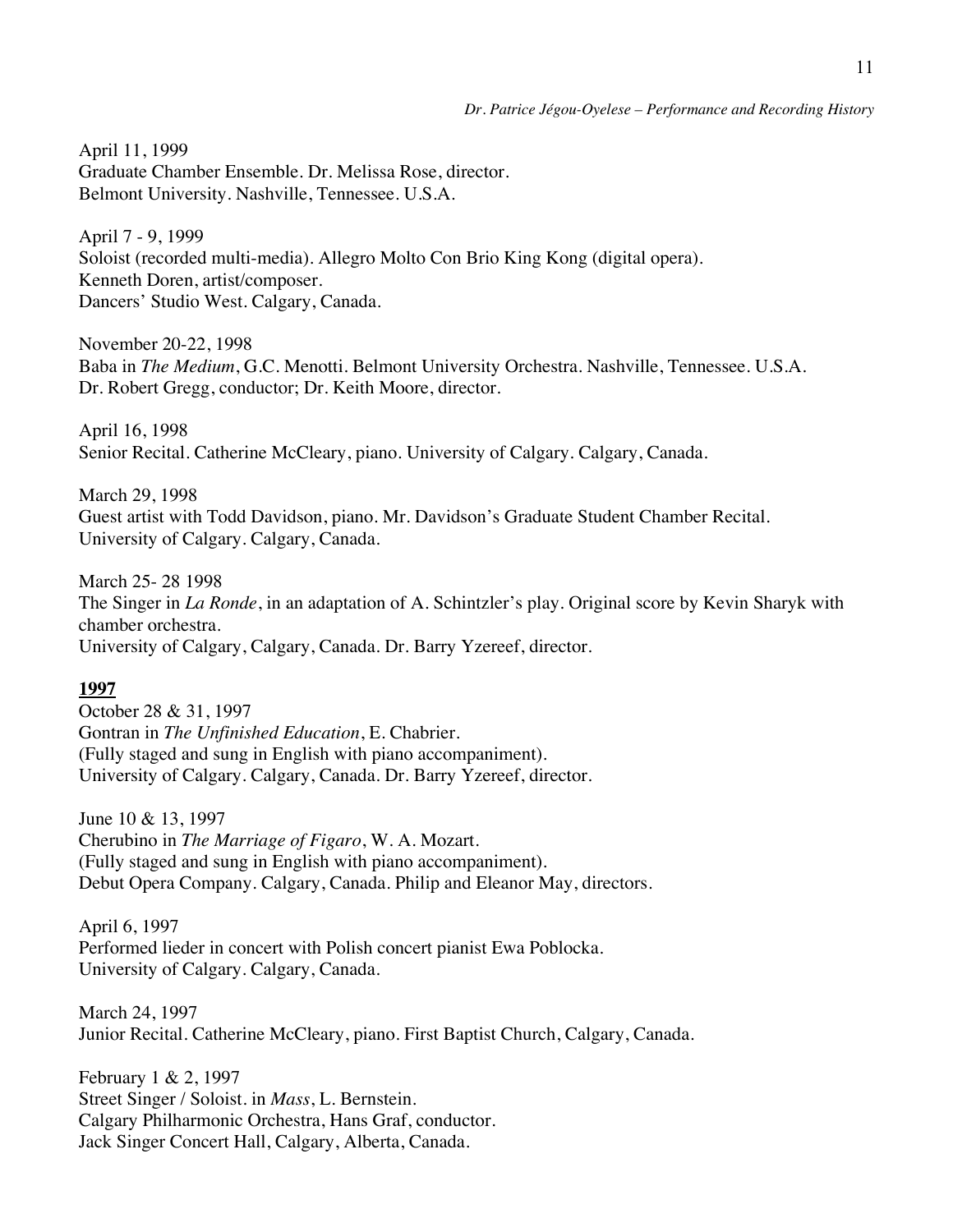April 11, 1999
Graduate Chamber Ensemble. Dr. Melissa Rose, director.
Belmont University. Nashville, Tennessee. U.S.A.

April 7 - 9, 1999
Soloist (recorded multi-media). Allegro Molto Con Brio King Kong (digital opera).
Kenneth Doren, artist/composer.
Dancers' Studio West. Calgary, Canada.

November 20-22, 1998
Baba in *The Medium*, G.C. Menotti. Belmont University Orchestra. Nashville, Tennessee. U.S.A.
Dr. Robert Gregg, conductor; Dr. Keith Moore, director.

April 16, 1998
Senior Recital. Catherine McCleary, piano. University of Calgary. Calgary, Canada.

March 29, 1998
Guest artist with Todd Davidson, piano. Mr. Davidson's Graduate Student Chamber Recital.
University of Calgary. Calgary, Canada.

March 25- 28 1998
The Singer in *La Ronde*, in an adaptation of A. Schintzler's play. Original score by Kevin Sharyk with chamber orchestra.
University of Calgary, Calgary, Canada. Dr. Barry Yzereef, director.

**1997**

October 28 & 31, 1997
Gontran in *The Unfinished Education*, E. Chabrier.
(Fully staged and sung in English with piano accompaniment).
University of Calgary. Calgary, Canada. Dr. Barry Yzereef, director.

June 10 & 13, 1997
Cherubino in *The Marriage of Figaro*, W. A. Mozart.
(Fully staged and sung in English with piano accompaniment).
Debut Opera Company. Calgary, Canada. Philip and Eleanor May, directors.

April 6, 1997
Performed lieder in concert with Polish concert pianist Ewa Poblocka.
University of Calgary. Calgary, Canada.

March 24, 1997
Junior Recital. Catherine McCleary, piano. First Baptist Church, Calgary, Canada.

February 1 & 2, 1997
Street Singer / Soloist. in *Mass*, L. Bernstein.
Calgary Philharmonic Orchestra, Hans Graf, conductor.
Jack Singer Concert Hall, Calgary, Alberta, Canada.